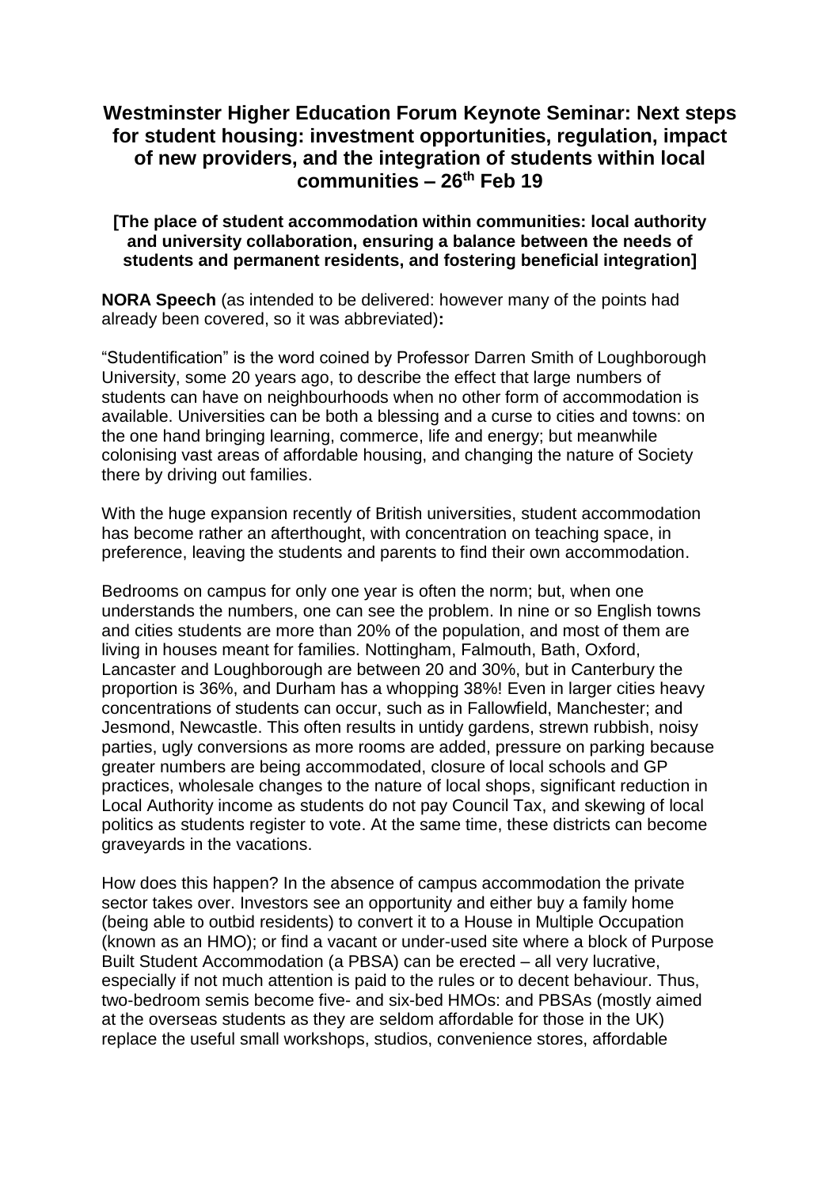# Westminster Higher Education Forum Keynote Seminar: Next steps for student housing: investment opportunities, regulation, impact of new providers, and the integration of students within local communities – 26th Feb 19

**[The place of student accommodation within communities: local authority and university collaboration, ensuring a balance between the needs of students and permanent residents, and fostering beneficial integration]**

**NORA Speech** (as intended to be delivered: however many of the points had already been covered, so it was abbreviated)**:**

"Studentification" is the word coined by Professor Darren Smith of Loughborough University, some 20 years ago, to describe the effect that large numbers of students can have on neighbourhoods when no other form of accommodation is available. Universities can be both a blessing and a curse to cities and towns: on the one hand bringing learning, commerce, life and energy; but meanwhile colonising vast areas of affordable housing, and changing the nature of Society there by driving out families.

With the huge expansion recently of British universities, student accommodation has become rather an afterthought, with concentration on teaching space, in preference, leaving the students and parents to find their own accommodation.

Bedrooms on campus for only one year is often the norm; but, when one understands the numbers, one can see the problem. In nine or so English towns and cities students are more than 20% of the population, and most of them are living in houses meant for families. Nottingham, Falmouth, Bath, Oxford, Lancaster and Loughborough are between 20 and 30%, but in Canterbury the proportion is 36%, and Durham has a whopping 38%! Even in larger cities heavy concentrations of students can occur, such as in Fallowfield, Manchester; and Jesmond, Newcastle. This often results in untidy gardens, strewn rubbish, noisy parties, ugly conversions as more rooms are added, pressure on parking because greater numbers are being accommodated, closure of local schools and GP practices, wholesale changes to the nature of local shops, significant reduction in Local Authority income as students do not pay Council Tax, and skewing of local politics as students register to vote. At the same time, these districts can become graveyards in the vacations.

How does this happen? In the absence of campus accommodation the private sector takes over. Investors see an opportunity and either buy a family home (being able to outbid residents) to convert it to a House in Multiple Occupation (known as an HMO); or find a vacant or under-used site where a block of Purpose Built Student Accommodation (a PBSA) can be erected – all very lucrative, especially if not much attention is paid to the rules or to decent behaviour. Thus, two-bedroom semis become five- and six-bed HMOs: and PBSAs (mostly aimed at the overseas students as they are seldom affordable for those in the UK) replace the useful small workshops, studios, convenience stores, affordable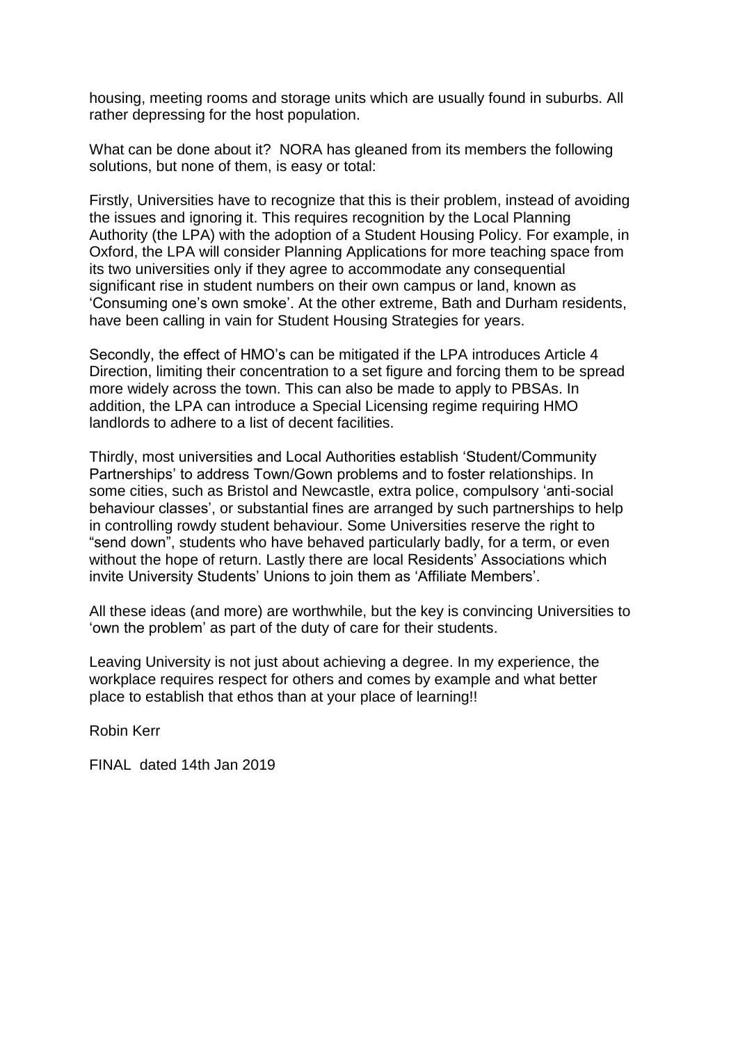housing, meeting rooms and storage units which are usually found in suburbs. All rather depressing for the host population.

What can be done about it? NORA has gleaned from its members the following solutions, but none of them, is easy or total:

Firstly, Universities have to recognize that this is their problem, instead of avoiding the issues and ignoring it. This requires recognition by the Local Planning Authority (the LPA) with the adoption of a Student Housing Policy. For example, in Oxford, the LPA will consider Planning Applications for more teaching space from its two universities only if they agree to accommodate any consequential significant rise in student numbers on their own campus or land, known as 'Consuming one's own smoke'. At the other extreme, Bath and Durham residents, have been calling in vain for Student Housing Strategies for years.

Secondly, the effect of HMO's can be mitigated if the LPA introduces Article 4 Direction, limiting their concentration to a set figure and forcing them to be spread more widely across the town. This can also be made to apply to PBSAs. In addition, the LPA can introduce a Special Licensing regime requiring HMO landlords to adhere to a list of decent facilities.

Thirdly, most universities and Local Authorities establish 'Student/Community Partnerships' to address Town/Gown problems and to foster relationships. In some cities, such as Bristol and Newcastle, extra police, compulsory 'anti-social behaviour classes', or substantial fines are arranged by such partnerships to help in controlling rowdy student behaviour. Some Universities reserve the right to "send down", students who have behaved particularly badly, for a term, or even without the hope of return. Lastly there are local Residents' Associations which invite University Students' Unions to join them as 'Affiliate Members'.

All these ideas (and more) are worthwhile, but the key is convincing Universities to 'own the problem' as part of the duty of care for their students.

Leaving University is not just about achieving a degree. In my experience, the workplace requires respect for others and comes by example and what better place to establish that ethos than at your place of learning!!

Robin Kerr

FINAL dated 14th Jan 2019